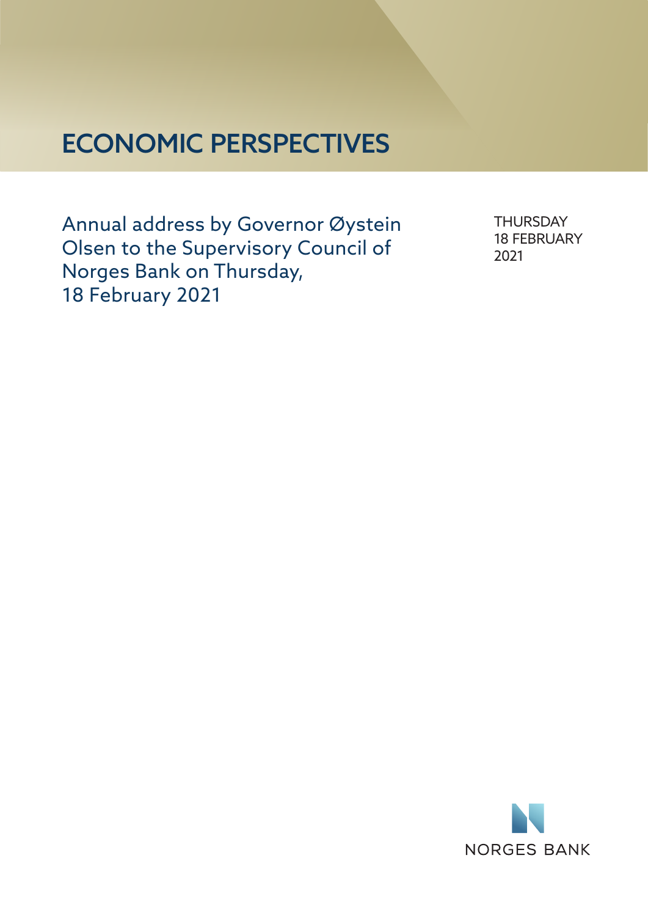# ECONOMIC PERSPECTIVES

Annual address by Governor Øystein Olsen to the Supervisory Council of Norges Bank on Thursday, 18 February 2021

THURSDAY
18 FEBRUARY
2021

NORGES BANK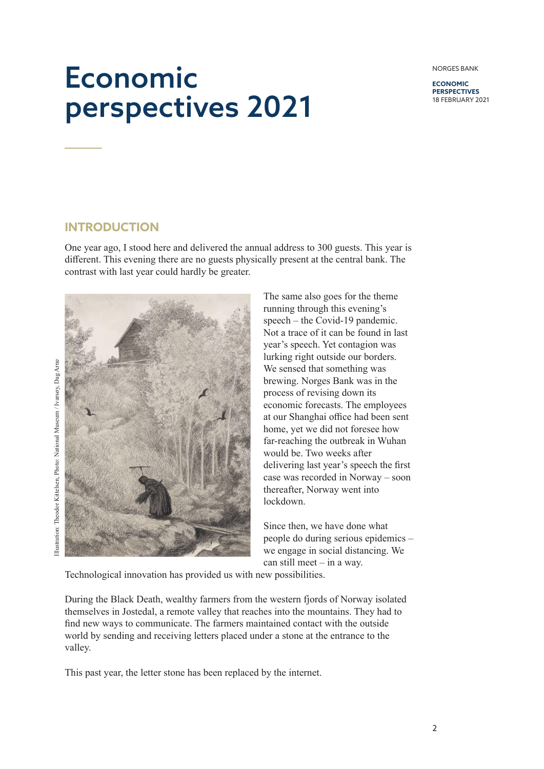# Economic perspectives 2021

## INTRODUCTION

One year ago, I stood here and delivered the annual address to 300 guests. This year is different. This evening there are no guests physically present at the central bank. The contrast with last year could hardly be greater.

Illustration: Theodor Kittelsen, Photo: National Museum / Ivarsøy, Dag Arne

The same also goes for the theme running through this evening's speech – the Covid-19 pandemic. Not a trace of it can be found in last year's speech. Yet contagion was lurking right outside our borders. We sensed that something was brewing. Norges Bank was in the process of revising down its economic forecasts. The employees at our Shanghai office had been sent home, yet we did not foresee how far-reaching the outbreak in Wuhan would be. Two weeks after delivering last year's speech the first case was recorded in Norway – soon thereafter, Norway went into lockdown.

Since then, we have done what people do during serious epidemics – we engage in social distancing. We can still meet – in a way. Technological innovation has provided us with new possibilities.

During the Black Death, wealthy farmers from the western fjords of Norway isolated themselves in Jostedal, a remote valley that reaches into the mountains. They had to find new ways to communicate. The farmers maintained contact with the outside world by sending and receiving letters placed under a stone at the entrance to the valley.

This past year, the letter stone has been replaced by the internet.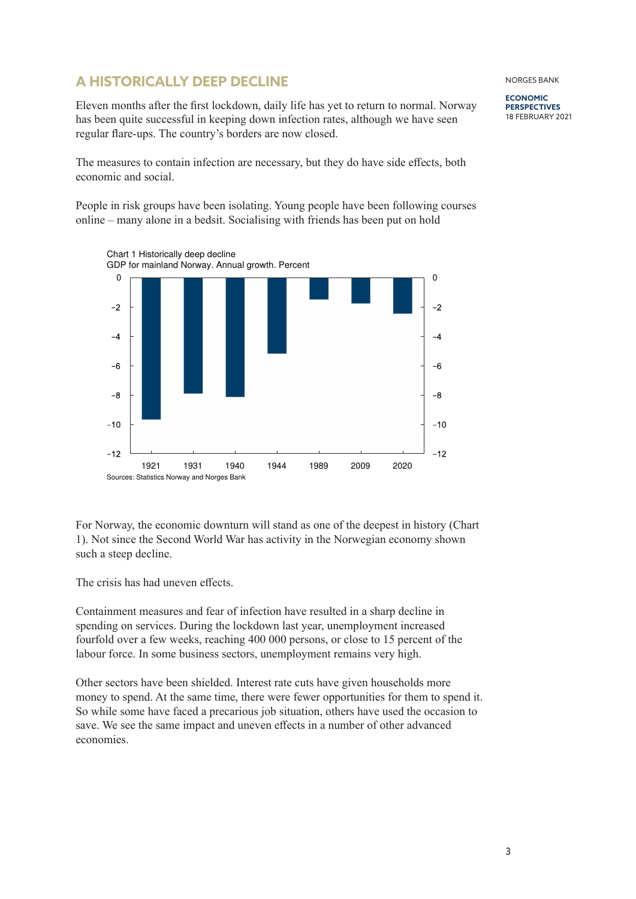# A HISTORICALLY DEEP DECLINE

Eleven months after the first lockdown, daily life has yet to return to normal. Norway has been quite successful in keeping down infection rates, although we have seen regular flare-ups. The country's borders are now closed.

The measures to contain infection are necessary, but they do have side effects, both economic and social.

People in risk groups have been isolating. Young people have been following courses online – many alone in a bedsit. Socialising with friends has been put on hold

Chart 1 Historically deep decline
GDP for mainland Norway. Annual growth. Percent

Sources: Statistics Norway and Norges Bank

For Norway, the economic downturn will stand as one of the deepest in history (Chart 1). Not since the Second World War has activity in the Norwegian economy shown such a steep decline.

The crisis has had uneven effects.

Containment measures and fear of infection have resulted in a sharp decline in spending on services. During the lockdown last year, unemployment increased fourfold over a few weeks, reaching 400 000 persons, or close to 15 percent of the labour force. In some business sectors, unemployment remains very high.

Other sectors have been shielded. Interest rate cuts have given households more money to spend. At the same time, there were fewer opportunities for them to spend it. So while some have faced a precarious job situation, others have used the occasion to save. We see the same impact and uneven effects in a number of other advanced economies.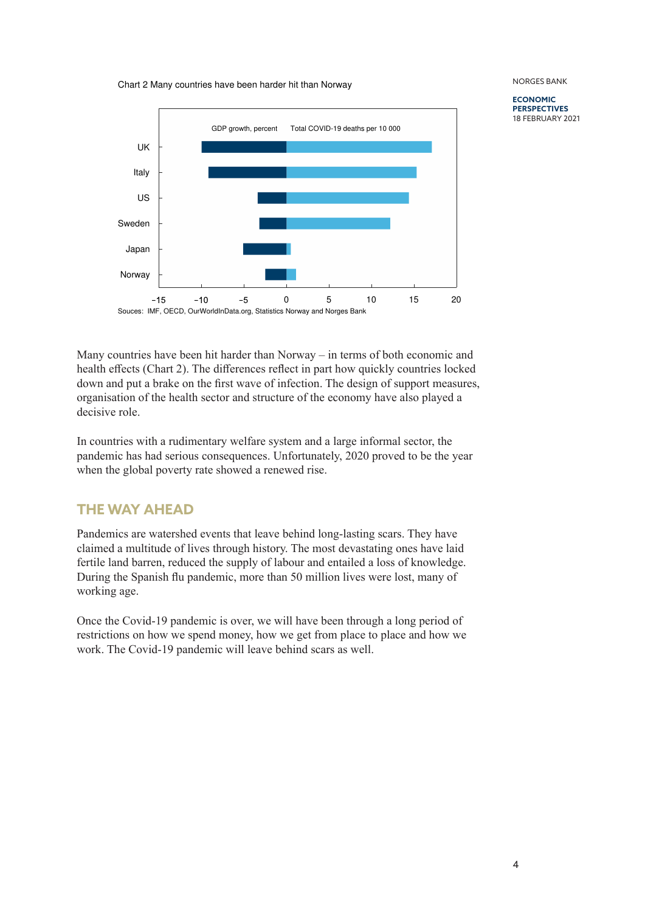Chart 2 Many countries have been harder hit than Norway

Souces: IMF, OECD, OurWorldInData.org, Statistics Norway and Norges Bank

Many countries have been hit harder than Norway – in terms of both economic and health effects (Chart 2). The differences reflect in part how quickly countries locked down and put a brake on the first wave of infection. The design of support measures, organisation of the health sector and structure of the economy have also played a decisive role.

In countries with a rudimentary welfare system and a large informal sector, the pandemic has had serious consequences. Unfortunately, 2020 proved to be the year when the global poverty rate showed a renewed rise.

## THE WAY AHEAD

Pandemics are watershed events that leave behind long-lasting scars. They have claimed a multitude of lives through history. The most devastating ones have laid fertile land barren, reduced the supply of labour and entailed a loss of knowledge. During the Spanish flu pandemic, more than 50 million lives were lost, many of working age.

Once the Covid-19 pandemic is over, we will have been through a long period of restrictions on how we spend money, how we get from place to place and how we work. The Covid-19 pandemic will leave behind scars as well.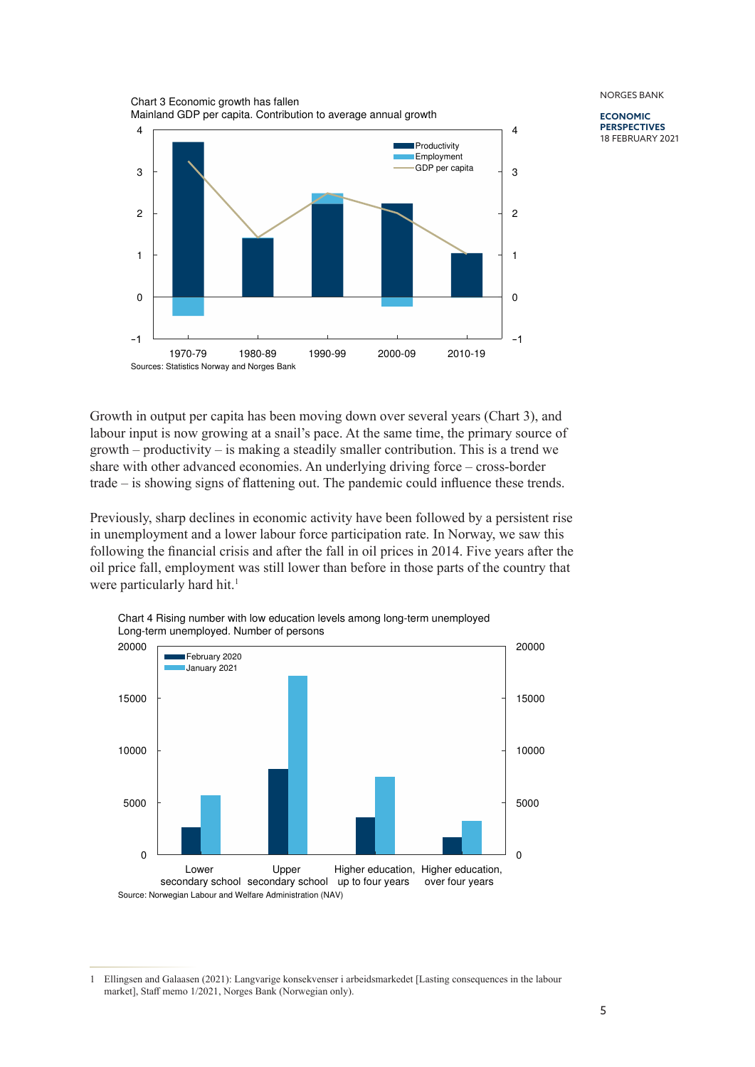Chart 3 Economic growth has fallen
Mainland GDP per capita. Contribution to average annual growth

Sources: Statistics Norway and Norges Bank

Growth in output per capita has been moving down over several years (Chart 3), and labour input is now growing at a snail's pace. At the same time, the primary source of growth – productivity – is making a steadily smaller contribution. This is a trend we share with other advanced economies. An underlying driving force – cross-border trade – is showing signs of flattening out. The pandemic could influence these trends.

Previously, sharp declines in economic activity have been followed by a persistent rise in unemployment and a lower labour force participation rate. In Norway, we saw this following the financial crisis and after the fall in oil prices in 2014. Five years after the oil price fall, employment was still lower than before in those parts of the country that were particularly hard hit.[1]

Chart 4 Rising number with low education levels among long-term unemployed
Long-term unemployed. Number of persons

Source: Norwegian Labour and Welfare Administration (NAV)

1 Ellingsen and Galaasen (2021): Langvarige konsekvenser i arbeidsmarkedet [Lasting consequences in the labour market], Staff memo 1/2021, Norges Bank (Norwegian only).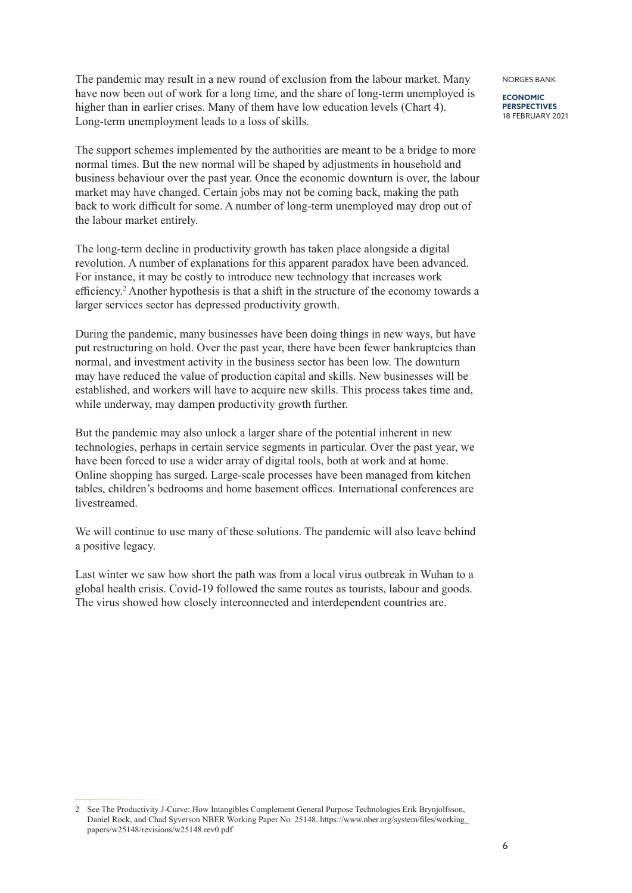The pandemic may result in a new round of exclusion from the labour market. Many have now been out of work for a long time, and the share of long-term unemployed is higher than in earlier crises. Many of them have low education levels (Chart 4). Long-term unemployment leads to a loss of skills.

The support schemes implemented by the authorities are meant to be a bridge to more normal times. But the new normal will be shaped by adjustments in household and business behaviour over the past year. Once the economic downturn is over, the labour market may have changed. Certain jobs may not be coming back, making the path back to work difficult for some. A number of long-term unemployed may drop out of the labour market entirely.

The long-term decline in productivity growth has taken place alongside a digital revolution. A number of explanations for this apparent paradox have been advanced. For instance, it may be costly to introduce new technology that increases work efficiency.[2] Another hypothesis is that a shift in the structure of the economy towards a larger services sector has depressed productivity growth.

During the pandemic, many businesses have been doing things in new ways, but have put restructuring on hold. Over the past year, there have been fewer bankruptcies than normal, and investment activity in the business sector has been low. The downturn may have reduced the value of production capital and skills. New businesses will be established, and workers will have to acquire new skills. This process takes time and, while underway, may dampen productivity growth further.

But the pandemic may also unlock a larger share of the potential inherent in new technologies, perhaps in certain service segments in particular. Over the past year, we have been forced to use a wider array of digital tools, both at work and at home. Online shopping has surged. Large-scale processes have been managed from kitchen tables, children's bedrooms and home basement offices. International conferences are livestreamed.

We will continue to use many of these solutions. The pandemic will also leave behind a positive legacy.

Last winter we saw how short the path was from a local virus outbreak in Wuhan to a global health crisis. Covid-19 followed the same routes as tourists, labour and goods. The virus showed how closely interconnected and interdependent countries are.

---

2 See The Productivity J-Curve: How Intangibles Complement General Purpose Technologies Erik Brynjolfsson, Daniel Rock, and Chad Syverson NBER Working Paper No. 25148, https://www.nber.org/system/files/working_papers/w25148/revisions/w25148.rev0.pdf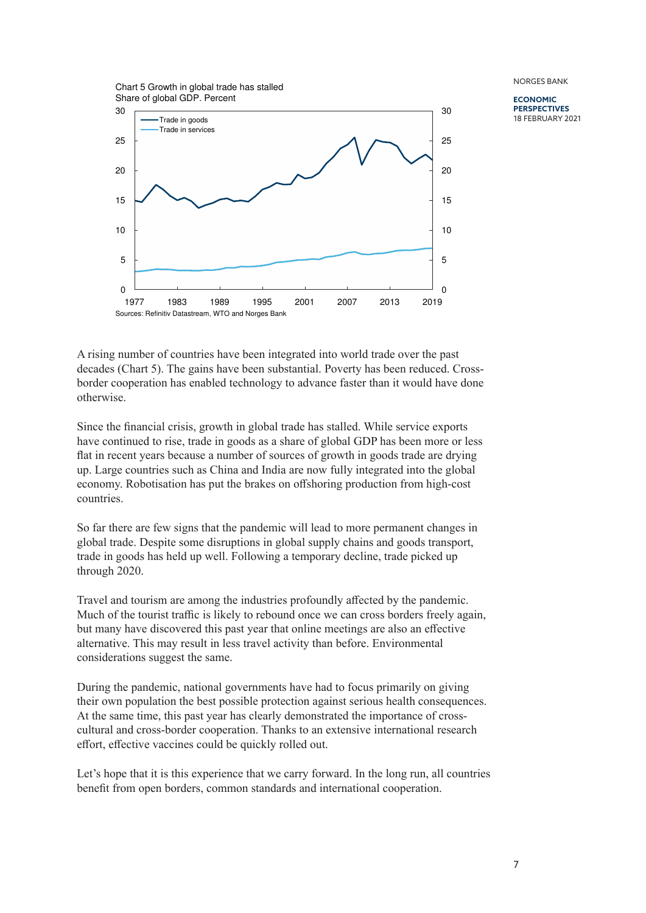Chart 5 Growth in global trade has stalled
Share of global GDP. Percent

Sources: Refinitiv Datastream, WTO and Norges Bank

A rising number of countries have been integrated into world trade over the past decades (Chart 5). The gains have been substantial. Poverty has been reduced. Cross-border cooperation has enabled technology to advance faster than it would have done otherwise.

Since the financial crisis, growth in global trade has stalled. While service exports have continued to rise, trade in goods as a share of global GDP has been more or less flat in recent years because a number of sources of growth in goods trade are drying up. Large countries such as China and India are now fully integrated into the global economy. Robotisation has put the brakes on offshoring production from high-cost countries.

So far there are few signs that the pandemic will lead to more permanent changes in global trade. Despite some disruptions in global supply chains and goods transport, trade in goods has held up well. Following a temporary decline, trade picked up through 2020.

Travel and tourism are among the industries profoundly affected by the pandemic. Much of the tourist traffic is likely to rebound once we can cross borders freely again, but many have discovered this past year that online meetings are also an effective alternative. This may result in less travel activity than before. Environmental considerations suggest the same.

During the pandemic, national governments have had to focus primarily on giving their own population the best possible protection against serious health consequences. At the same time, this past year has clearly demonstrated the importance of cross-cultural and cross-border cooperation. Thanks to an extensive international research effort, effective vaccines could be quickly rolled out.

Let's hope that it is this experience that we carry forward. In the long run, all countries benefit from open borders, common standards and international cooperation.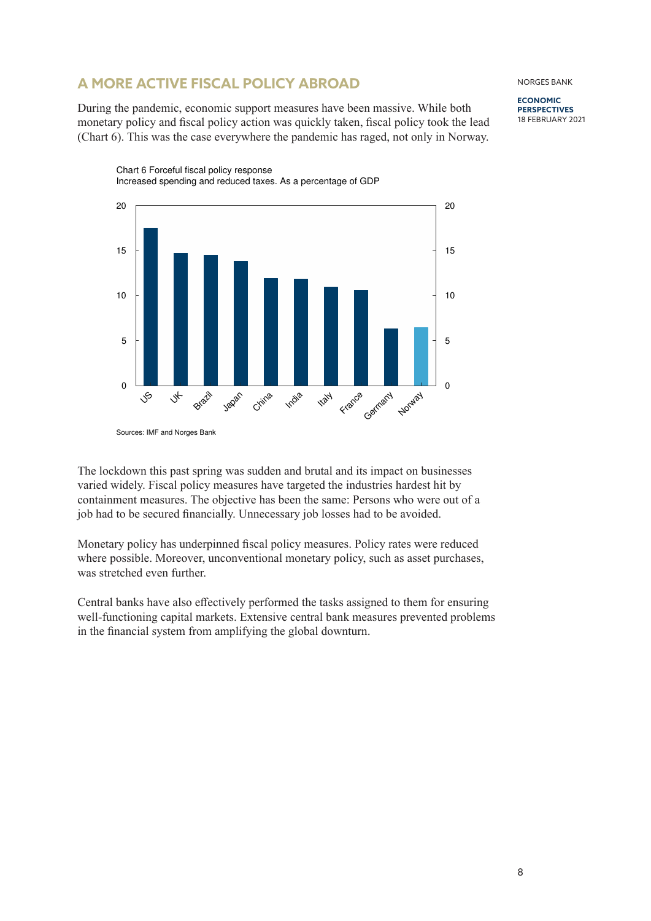## A MORE ACTIVE FISCAL POLICY ABROAD

During the pandemic, economic support measures have been massive. While both monetary policy and fiscal policy action was quickly taken, fiscal policy took the lead (Chart 6). This was the case everywhere the pandemic has raged, not only in Norway.

Chart 6 Forceful fiscal policy response
Increased spending and reduced taxes. As a percentage of GDP

Sources: IMF and Norges Bank

The lockdown this past spring was sudden and brutal and its impact on businesses varied widely. Fiscal policy measures have targeted the industries hardest hit by containment measures. The objective has been the same: Persons who were out of a job had to be secured financially. Unnecessary job losses had to be avoided.

Monetary policy has underpinned fiscal policy measures. Policy rates were reduced where possible. Moreover, unconventional monetary policy, such as asset purchases, was stretched even further.

Central banks have also effectively performed the tasks assigned to them for ensuring well-functioning capital markets. Extensive central bank measures prevented problems in the financial system from amplifying the global downturn.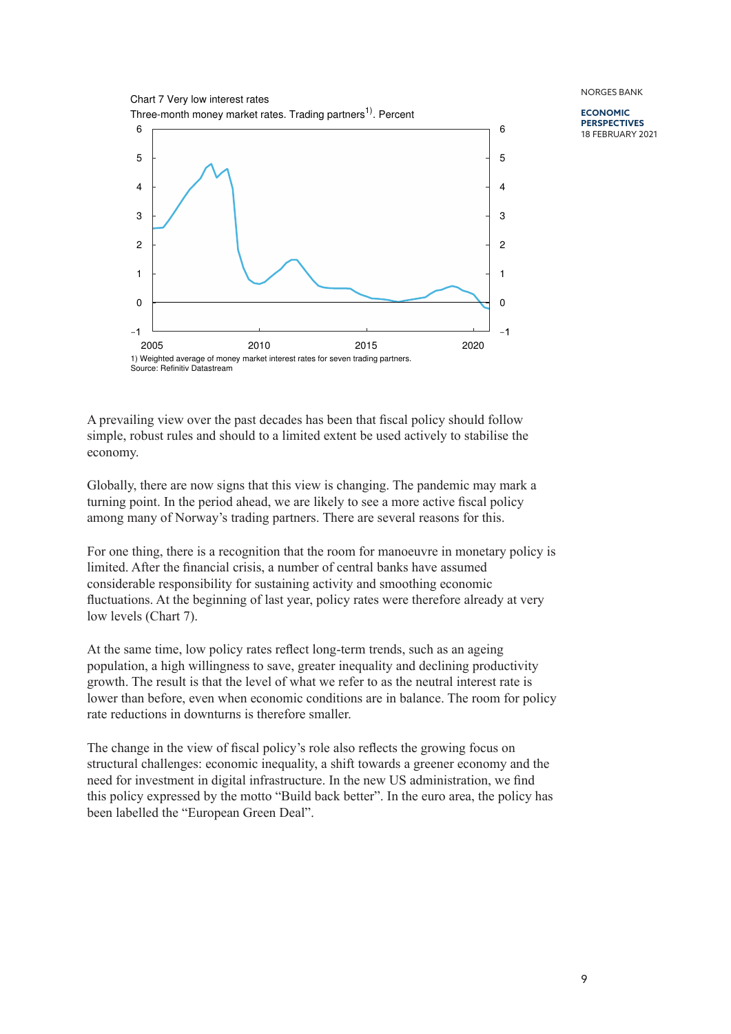Chart 7 Very low interest rates

Three-month money market rates. Trading partners[1]. Percent

1) Weighted average of money market interest rates for seven trading partners.
Source: Refinitiv Datastream

A prevailing view over the past decades has been that fiscal policy should follow simple, robust rules and should to a limited extent be used actively to stabilise the economy.

Globally, there are now signs that this view is changing. The pandemic may mark a turning point. In the period ahead, we are likely to see a more active fiscal policy among many of Norway's trading partners. There are several reasons for this.

For one thing, there is a recognition that the room for manoeuvre in monetary policy is limited. After the financial crisis, a number of central banks have assumed considerable responsibility for sustaining activity and smoothing economic fluctuations. At the beginning of last year, policy rates were therefore already at very low levels (Chart 7).

At the same time, low policy rates reflect long-term trends, such as an ageing population, a high willingness to save, greater inequality and declining productivity growth. The result is that the level of what we refer to as the neutral interest rate is lower than before, even when economic conditions are in balance. The room for policy rate reductions in downturns is therefore smaller.

The change in the view of fiscal policy's role also reflects the growing focus on structural challenges: economic inequality, a shift towards a greener economy and the need for investment in digital infrastructure. In the new US administration, we find this policy expressed by the motto "Build back better". In the euro area, the policy has been labelled the "European Green Deal".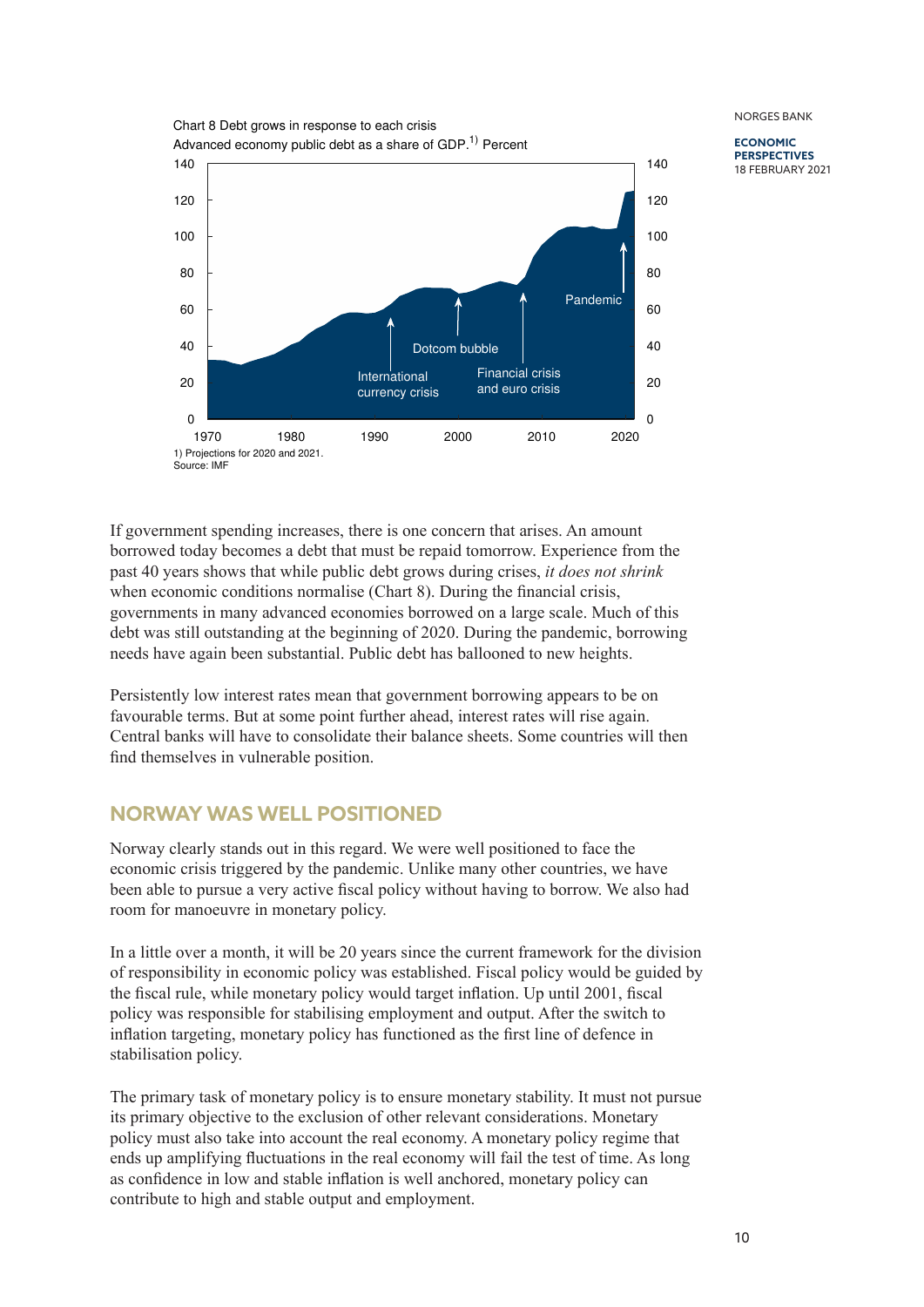Chart 8 Debt grows in response to each crisis
Advanced economy public debt as a share of GDP.[1] Percent

1) Projections for 2020 and 2021.
Source: IMF

If government spending increases, there is one concern that arises. An amount borrowed today becomes a debt that must be repaid tomorrow. Experience from the past 40 years shows that while public debt grows during crises, *it does not shrink* when economic conditions normalise (Chart 8). During the financial crisis, governments in many advanced economies borrowed on a large scale. Much of this debt was still outstanding at the beginning of 2020. During the pandemic, borrowing needs have again been substantial. Public debt has ballooned to new heights.

Persistently low interest rates mean that government borrowing appears to be on favourable terms. But at some point further ahead, interest rates will rise again. Central banks will have to consolidate their balance sheets. Some countries will then find themselves in vulnerable position.

## NORWAY WAS WELL POSITIONED

Norway clearly stands out in this regard. We were well positioned to face the economic crisis triggered by the pandemic. Unlike many other countries, we have been able to pursue a very active fiscal policy without having to borrow. We also had room for manoeuvre in monetary policy.

In a little over a month, it will be 20 years since the current framework for the division of responsibility in economic policy was established. Fiscal policy would be guided by the fiscal rule, while monetary policy would target inflation. Up until 2001, fiscal policy was responsible for stabilising employment and output. After the switch to inflation targeting, monetary policy has functioned as the first line of defence in stabilisation policy.

The primary task of monetary policy is to ensure monetary stability. It must not pursue its primary objective to the exclusion of other relevant considerations. Monetary policy must also take into account the real economy. A monetary policy regime that ends up amplifying fluctuations in the real economy will fail the test of time. As long as confidence in low and stable inflation is well anchored, monetary policy can contribute to high and stable output and employment.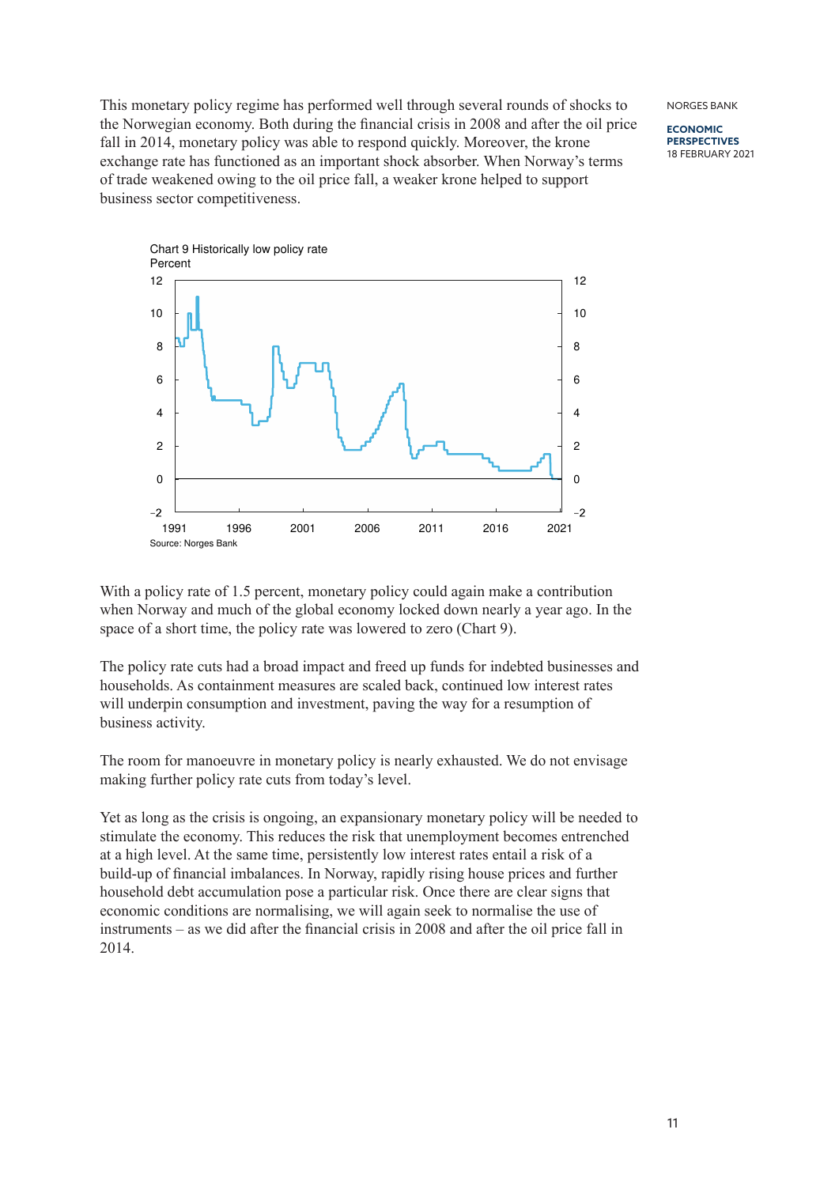This monetary policy regime has performed well through several rounds of shocks to the Norwegian economy. Both during the financial crisis in 2008 and after the oil price fall in 2014, monetary policy was able to respond quickly. Moreover, the krone exchange rate has functioned as an important shock absorber. When Norway's terms of trade weakened owing to the oil price fall, a weaker krone helped to support business sector competitiveness.

Chart 9 Historically low policy rate
Percent

Source: Norges Bank

With a policy rate of 1.5 percent, monetary policy could again make a contribution when Norway and much of the global economy locked down nearly a year ago. In the space of a short time, the policy rate was lowered to zero (Chart 9).

The policy rate cuts had a broad impact and freed up funds for indebted businesses and households. As containment measures are scaled back, continued low interest rates will underpin consumption and investment, paving the way for a resumption of business activity.

The room for manoeuvre in monetary policy is nearly exhausted. We do not envisage making further policy rate cuts from today's level.

Yet as long as the crisis is ongoing, an expansionary monetary policy will be needed to stimulate the economy. This reduces the risk that unemployment becomes entrenched at a high level. At the same time, persistently low interest rates entail a risk of a build-up of financial imbalances. In Norway, rapidly rising house prices and further household debt accumulation pose a particular risk. Once there are clear signs that economic conditions are normalising, we will again seek to normalise the use of instruments – as we did after the financial crisis in 2008 and after the oil price fall in 2014.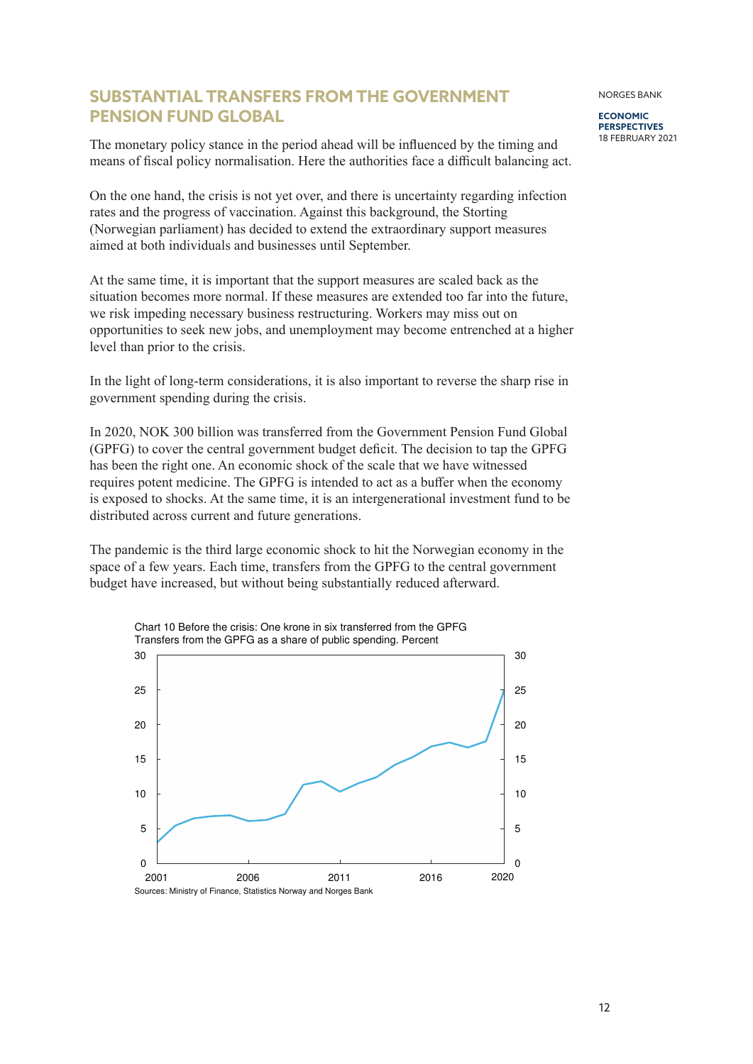## SUBSTANTIAL TRANSFERS FROM THE GOVERNMENT PENSION FUND GLOBAL

The monetary policy stance in the period ahead will be influenced by the timing and means of fiscal policy normalisation. Here the authorities face a difficult balancing act.

On the one hand, the crisis is not yet over, and there is uncertainty regarding infection rates and the progress of vaccination. Against this background, the Storting (Norwegian parliament) has decided to extend the extraordinary support measures aimed at both individuals and businesses until September.

At the same time, it is important that the support measures are scaled back as the situation becomes more normal. If these measures are extended too far into the future, we risk impeding necessary business restructuring. Workers may miss out on opportunities to seek new jobs, and unemployment may become entrenched at a higher level than prior to the crisis.

In the light of long-term considerations, it is also important to reverse the sharp rise in government spending during the crisis.

In 2020, NOK 300 billion was transferred from the Government Pension Fund Global (GPFG) to cover the central government budget deficit. The decision to tap the GPFG has been the right one. An economic shock of the scale that we have witnessed requires potent medicine. The GPFG is intended to act as a buffer when the economy is exposed to shocks. At the same time, it is an intergenerational investment fund to be distributed across current and future generations.

The pandemic is the third large economic shock to hit the Norwegian economy in the space of a few years. Each time, transfers from the GPFG to the central government budget have increased, but without being substantially reduced afterward.

Chart 10 Before the crisis: One krone in six transferred from the GPFG
Transfers from the GPFG as a share of public spending. Percent

Sources: Ministry of Finance, Statistics Norway and Norges Bank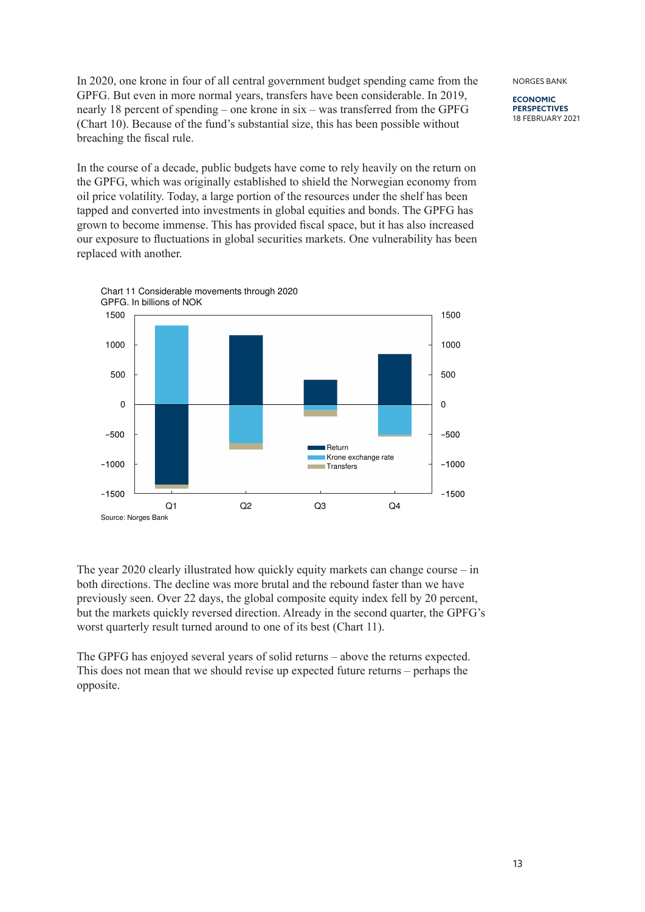In 2020, one krone in four of all central government budget spending came from the GPFG. But even in more normal years, transfers have been considerable. In 2019, nearly 18 percent of spending – one krone in six – was transferred from the GPFG (Chart 10). Because of the fund's substantial size, this has been possible without breaching the fiscal rule.

In the course of a decade, public budgets have come to rely heavily on the return on the GPFG, which was originally established to shield the Norwegian economy from oil price volatility. Today, a large portion of the resources under the shelf has been tapped and converted into investments in global equities and bonds. The GPFG has grown to become immense. This has provided fiscal space, but it has also increased our exposure to fluctuations in global securities markets. One vulnerability has been replaced with another.

Chart 11 Considerable movements through 2020
GPFG. In billions of NOK

Source: Norges Bank

The year 2020 clearly illustrated how quickly equity markets can change course – in both directions. The decline was more brutal and the rebound faster than we have previously seen. Over 22 days, the global composite equity index fell by 20 percent, but the markets quickly reversed direction. Already in the second quarter, the GPFG's worst quarterly result turned around to one of its best (Chart 11).

The GPFG has enjoyed several years of solid returns – above the returns expected. This does not mean that we should revise up expected future returns – perhaps the opposite.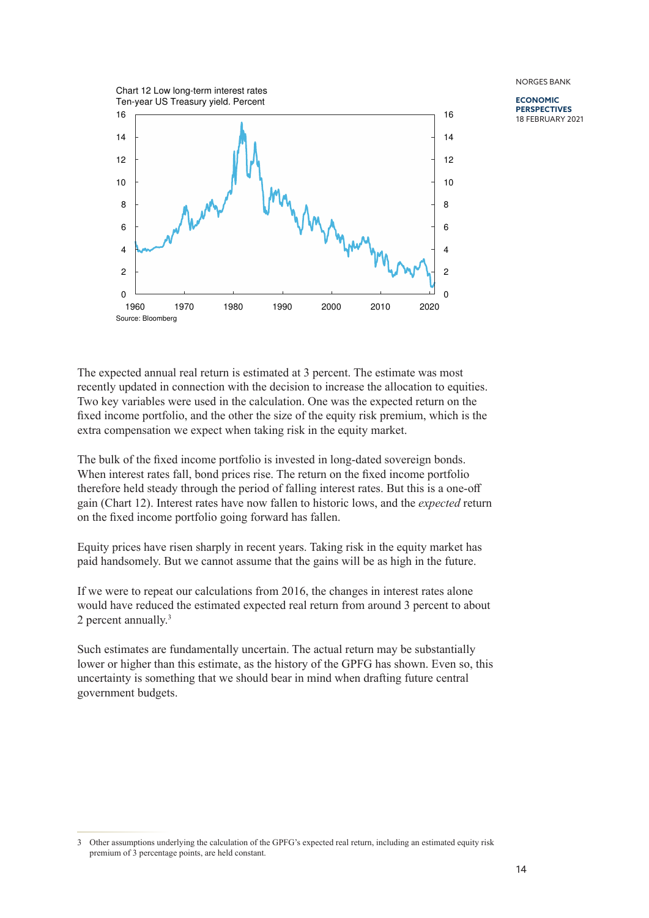Chart 12 Low long-term interest rates
Ten-year US Treasury yield. Percent

Source: Bloomberg

The expected annual real return is estimated at 3 percent. The estimate was most recently updated in connection with the decision to increase the allocation to equities. Two key variables were used in the calculation. One was the expected return on the fixed income portfolio, and the other the size of the equity risk premium, which is the extra compensation we expect when taking risk in the equity market.

The bulk of the fixed income portfolio is invested in long-dated sovereign bonds. When interest rates fall, bond prices rise. The return on the fixed income portfolio therefore held steady through the period of falling interest rates. But this is a one-off gain (Chart 12). Interest rates have now fallen to historic lows, and the *expected* return on the fixed income portfolio going forward has fallen.

Equity prices have risen sharply in recent years. Taking risk in the equity market has paid handsomely. But we cannot assume that the gains will be as high in the future.

If we were to repeat our calculations from 2016, the changes in interest rates alone would have reduced the estimated expected real return from around 3 percent to about 2 percent annually.[3]

Such estimates are fundamentally uncertain. The actual return may be substantially lower or higher than this estimate, as the history of the GPFG has shown. Even so, this uncertainty is something that we should bear in mind when drafting future central government budgets.

---

3 Other assumptions underlying the calculation of the GPFG's expected real return, including an estimated equity risk premium of 3 percentage points, are held constant.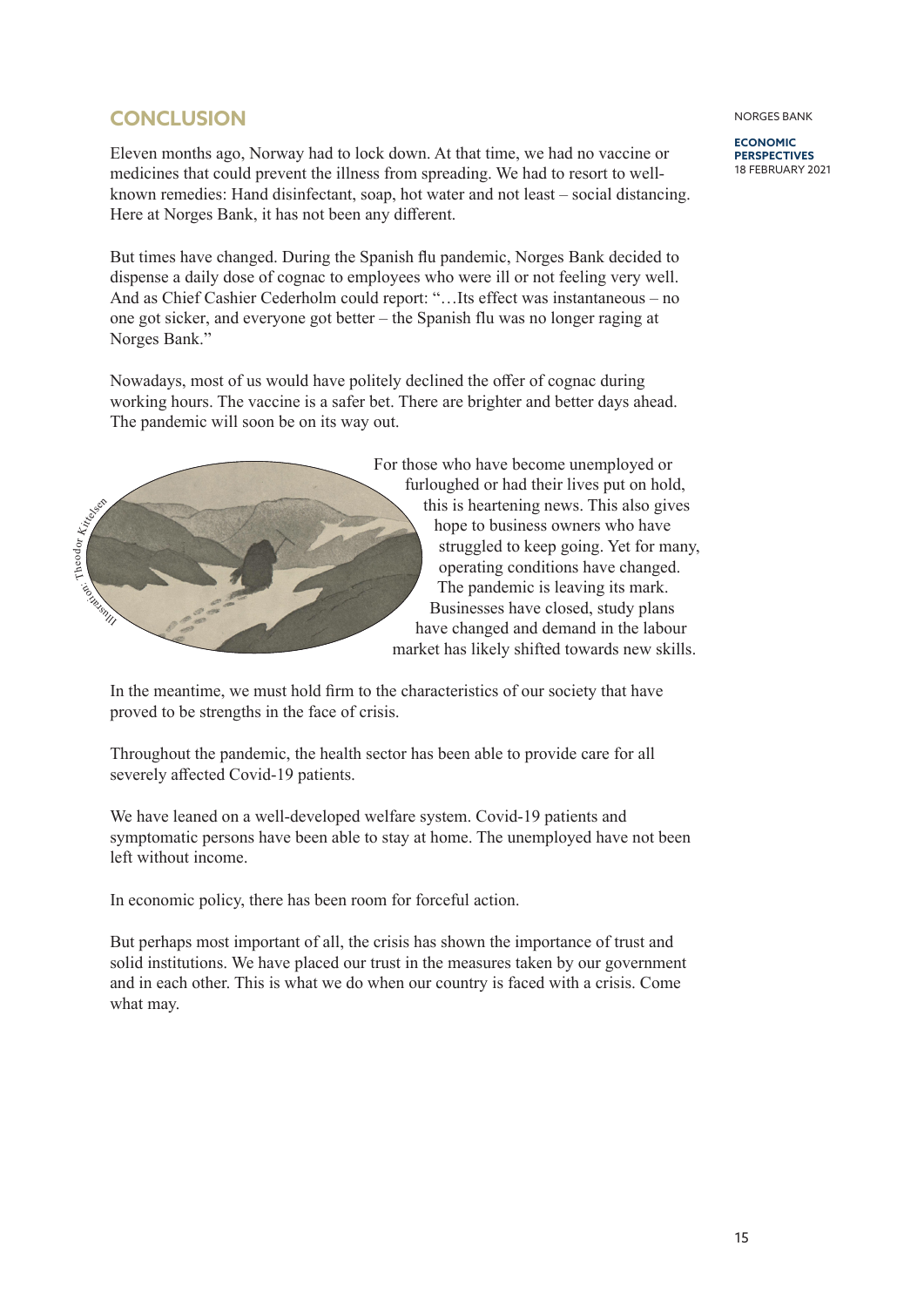## CONCLUSION

Eleven months ago, Norway had to lock down. At that time, we had no vaccine or medicines that could prevent the illness from spreading. We had to resort to well-known remedies: Hand disinfectant, soap, hot water and not least – social distancing. Here at Norges Bank, it has not been any different.

But times have changed. During the Spanish flu pandemic, Norges Bank decided to dispense a daily dose of cognac to employees who were ill or not feeling very well. And as Chief Cashier Cederholm could report: "…Its effect was instantaneous – no one got sicker, and everyone got better – the Spanish flu was no longer raging at Norges Bank."

Nowadays, most of us would have politely declined the offer of cognac during working hours. The vaccine is a safer bet. There are brighter and better days ahead. The pandemic will soon be on its way out.

Illustration: Theodor Kittelsen

For those who have become unemployed or furloughed or had their lives put on hold, this is heartening news. This also gives hope to business owners who have struggled to keep going. Yet for many, operating conditions have changed. The pandemic is leaving its mark. Businesses have closed, study plans have changed and demand in the labour market has likely shifted towards new skills.

In the meantime, we must hold firm to the characteristics of our society that have proved to be strengths in the face of crisis.

Throughout the pandemic, the health sector has been able to provide care for all severely affected Covid-19 patients.

We have leaned on a well-developed welfare system. Covid-19 patients and symptomatic persons have been able to stay at home. The unemployed have not been left without income.

In economic policy, there has been room for forceful action.

But perhaps most important of all, the crisis has shown the importance of trust and solid institutions. We have placed our trust in the measures taken by our government and in each other. This is what we do when our country is faced with a crisis. Come what may.